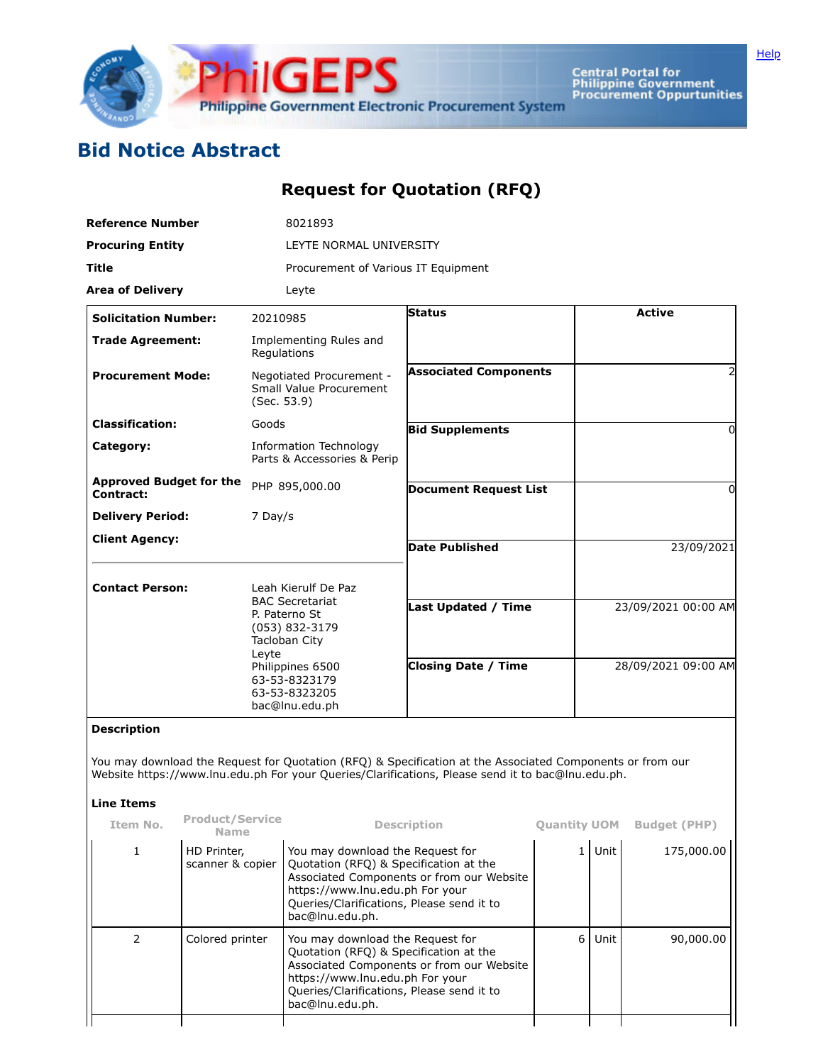# Bid Notice Abstract

## Request for Quotation (RFQ)

| | |
|---|---|
| **Reference Number** | 8021893 |
| **Procuring Entity** | LEYTE NORMAL UNIVERSITY |
| **Title** | Procurement of Various IT Equipment |
| **Area of Delivery** | Leyte |

| | | | |
|---|---|---|---|
| **Solicitation Number:** | 20210985 | **Status** | Active |
| **Trade Agreement:** | Implementing Rules and Regulations | | |
| **Procurement Mode:** | Negotiated Procurement - Small Value Procurement (Sec. 53.9) | **Associated Components** | 2 |
| **Classification:** | Goods | **Bid Supplements** | 0 |
| **Category:** | Information Technology Parts & Accessories & Perip | | |
| **Approved Budget for the Contract:** | PHP 895,000.00 | **Document Request List** | 0 |
| **Delivery Period:** | 7 Day/s | | |
| **Client Agency:** | | **Date Published** | 23/09/2021 |
| **Contact Person:** | Leah Kierulf De Paz<br>BAC Secretariat<br>P. Paterno St<br>(053) 832-3179<br>Tacloban City<br>Leyte<br>Philippines 6500<br>63-53-8323179<br>63-53-8323205<br>bac@lnu.edu.ph | **Last Updated / Time** | 23/09/2021 00:00 AM |
| | | **Closing Date / Time** | 28/09/2021 09:00 AM |

**Description**

You may download the Request for Quotation (RFQ) & Specification at the Associated Components or from our Website https://www.lnu.edu.ph For your Queries/Clarifications, Please send it to bac@lnu.edu.ph.

**Line Items**

| Item No. | Product/Service Name | Description | Quantity | UOM | Budget (PHP) |
|---|---|---|---|---|---|
| 1 | HD Printer, scanner & copier | You may download the Request for Quotation (RFQ) & Specification at the Associated Components or from our Website https://www.lnu.edu.ph For your Queries/Clarifications, Please send it to bac@lnu.edu.ph. | 1 | Unit | 175,000.00 |
| 2 | Colored printer | You may download the Request for Quotation (RFQ) & Specification at the Associated Components or from our Website https://www.lnu.edu.ph For your Queries/Clarifications, Please send it to bac@lnu.edu.ph. | 6 | Unit | 90,000.00 |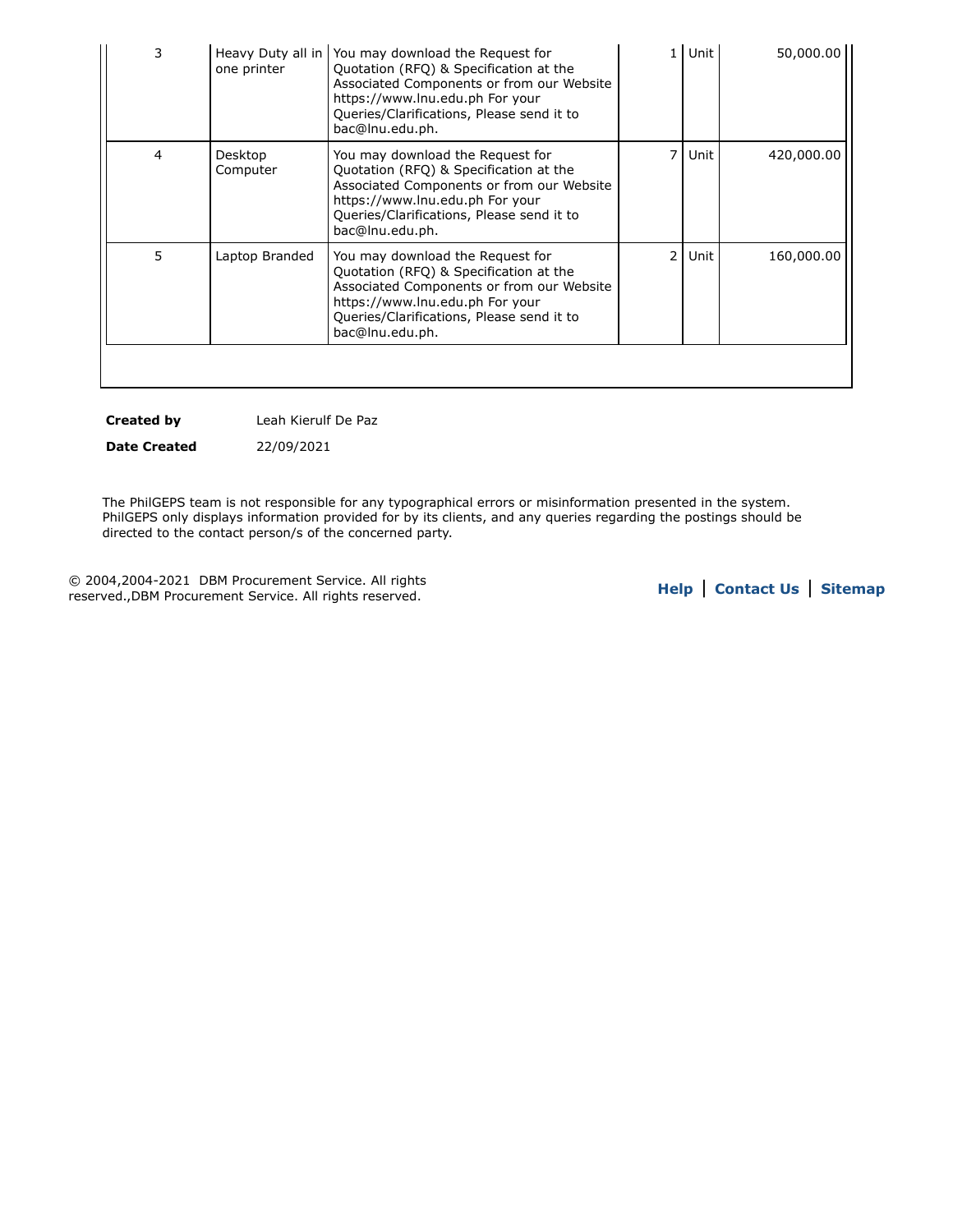| | | | | | |
|---|---|---|---|---|---|
| 3 | Heavy Duty all in one printer | You may download the Request for Quotation (RFQ) & Specification at the Associated Components or from our Website https://www.lnu.edu.ph For your Queries/Clarifications, Please send it to bac@lnu.edu.ph. | 1 | Unit | 50,000.00 |
| 4 | Desktop Computer | You may download the Request for Quotation (RFQ) & Specification at the Associated Components or from our Website https://www.lnu.edu.ph For your Queries/Clarifications, Please send it to bac@lnu.edu.ph. | 7 | Unit | 420,000.00 |
| 5 | Laptop Branded | You may download the Request for Quotation (RFQ) & Specification at the Associated Components or from our Website https://www.lnu.edu.ph For your Queries/Clarifications, Please send it to bac@lnu.edu.ph. | 2 | Unit | 160,000.00 |

| | |
|---|---|
| **Created by** | Leah Kierulf De Paz |
| **Date Created** | 22/09/2021 |

The PhilGEPS team is not responsible for any typographical errors or misinformation presented in the system. PhilGEPS only displays information provided for by its clients, and any queries regarding the postings should be directed to the contact person/s of the concerned party.

© 2004,2004-2021 DBM Procurement Service. All rights reserved.,DBM Procurement Service. All rights reserved.

**Help** | **Contact Us** | **Sitemap**